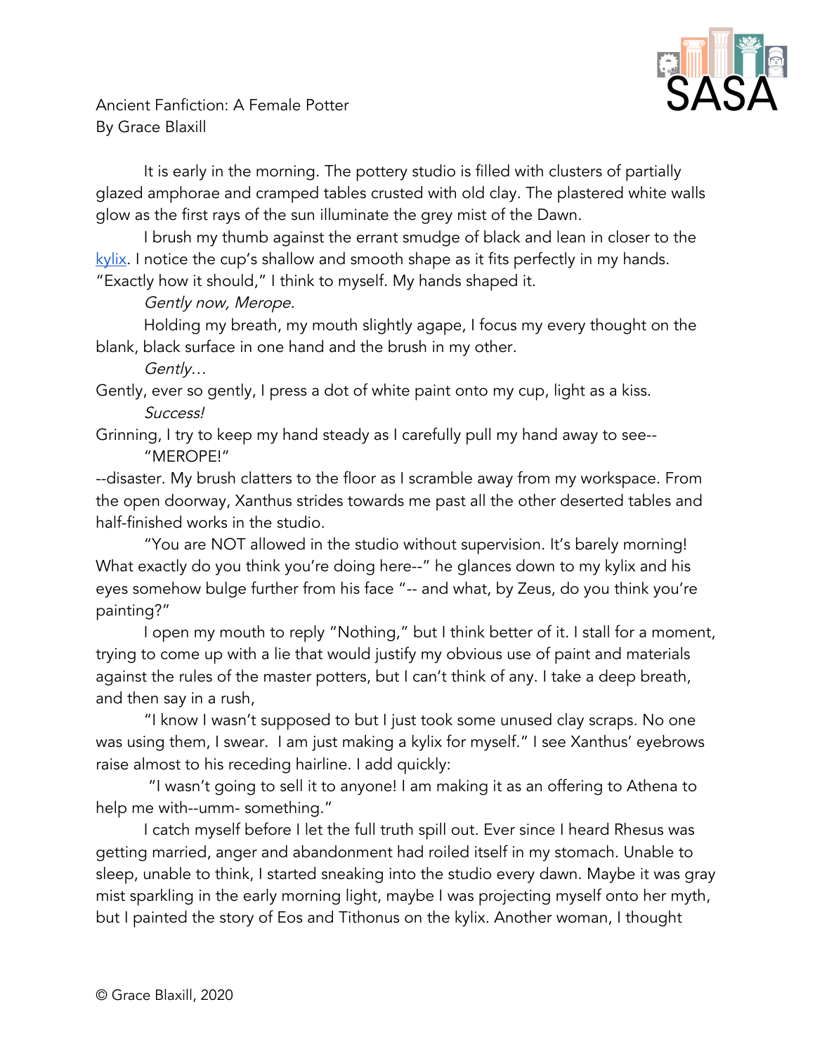Ancient Fanfiction: A Female Potter
By Grace Blaxill

It is early in the morning. The pottery studio is filled with clusters of partially glazed amphorae and cramped tables crusted with old clay. The plastered white walls glow as the first rays of the sun illuminate the grey mist of the Dawn.

I brush my thumb against the errant smudge of black and lean in closer to the kylix. I notice the cup's shallow and smooth shape as it fits perfectly in my hands. "Exactly how it should," I think to myself. My hands shaped it.

*Gently now, Merope.*

Holding my breath, my mouth slightly agape, I focus my every thought on the blank, black surface in one hand and the brush in my other.

*Gently…*

Gently, ever so gently, I press a dot of white paint onto my cup, light as a kiss.

*Success!*

Grinning, I try to keep my hand steady as I carefully pull my hand away to see--

"MEROPE!"

--disaster. My brush clatters to the floor as I scramble away from my workspace. From the open doorway, Xanthus strides towards me past all the other deserted tables and half-finished works in the studio.

"You are NOT allowed in the studio without supervision. It's barely morning! What exactly do you think you're doing here--" he glances down to my kylix and his eyes somehow bulge further from his face "-- and what, by Zeus, do you think you're painting?"

I open my mouth to reply "Nothing," but I think better of it. I stall for a moment, trying to come up with a lie that would justify my obvious use of paint and materials against the rules of the master potters, but I can't think of any. I take a deep breath, and then say in a rush,

"I know I wasn't supposed to but I just took some unused clay scraps. No one was using them, I swear. I am just making a kylix for myself." I see Xanthus' eyebrows raise almost to his receding hairline. I add quickly:

"I wasn't going to sell it to anyone! I am making it as an offering to Athena to help me with--umm- something."

I catch myself before I let the full truth spill out. Ever since I heard Rhesus was getting married, anger and abandonment had roiled itself in my stomach. Unable to sleep, unable to think, I started sneaking into the studio every dawn. Maybe it was gray mist sparkling in the early morning light, maybe I was projecting myself onto her myth, but I painted the story of Eos and Tithonus on the kylix. Another woman, I thought

© Grace Blaxill, 2020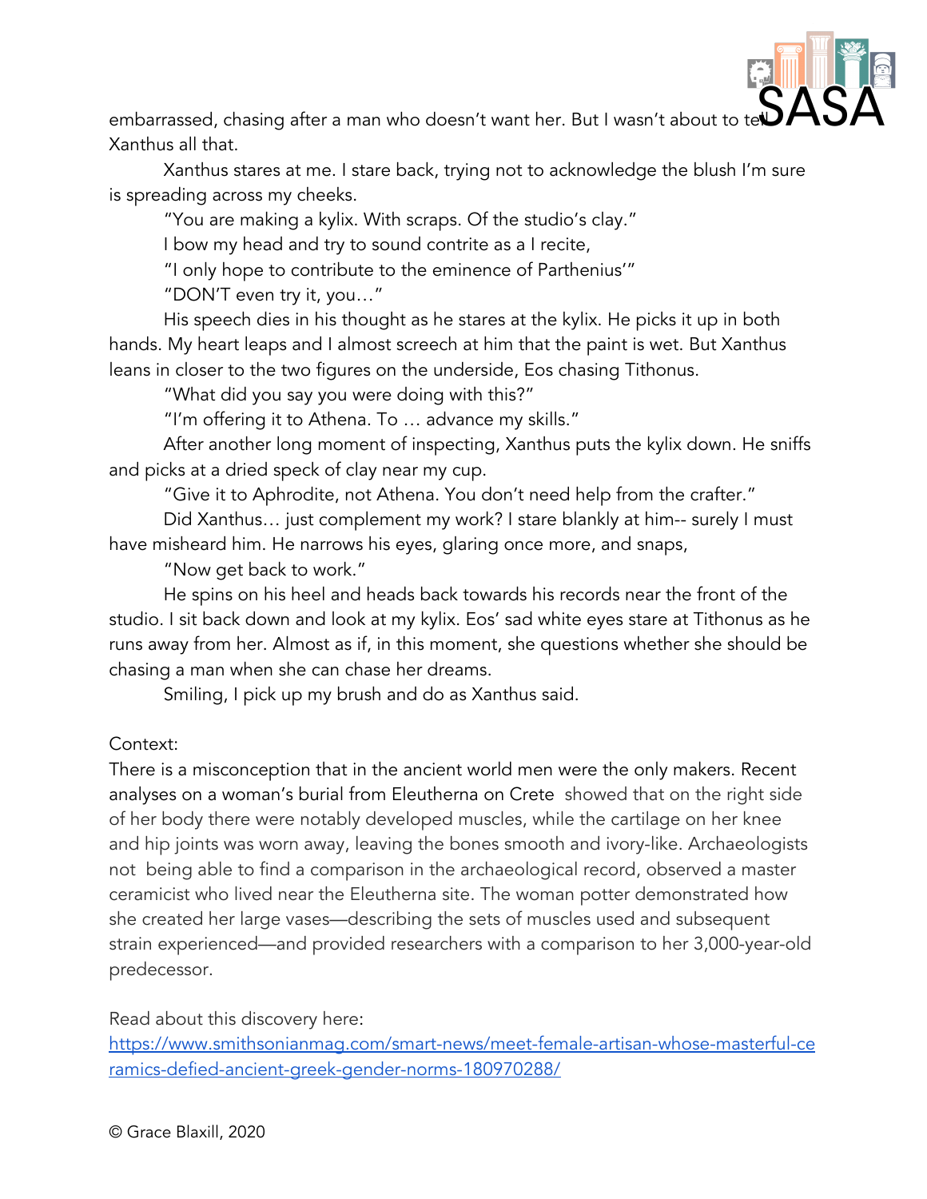embarrassed, chasing after a man who doesn't want her. But I wasn't about to tell Xanthus all that.

Xanthus stares at me. I stare back, trying not to acknowledge the blush I'm sure is spreading across my cheeks.

"You are making a kylix. With scraps. Of the studio's clay."

I bow my head and try to sound contrite as a I recite,

"I only hope to contribute to the eminence of Parthenius'"

"DON'T even try it, you…"

His speech dies in his thought as he stares at the kylix. He picks it up in both hands. My heart leaps and I almost screech at him that the paint is wet. But Xanthus leans in closer to the two figures on the underside, Eos chasing Tithonus.

"What did you say you were doing with this?"

"I'm offering it to Athena. To … advance my skills."

After another long moment of inspecting, Xanthus puts the kylix down. He sniffs and picks at a dried speck of clay near my cup.

"Give it to Aphrodite, not Athena. You don't need help from the crafter."

Did Xanthus… just complement my work? I stare blankly at him-- surely I must have misheard him. He narrows his eyes, glaring once more, and snaps,

"Now get back to work."

He spins on his heel and heads back towards his records near the front of the studio. I sit back down and look at my kylix. Eos' sad white eyes stare at Tithonus as he runs away from her. Almost as if, in this moment, she questions whether she should be chasing a man when she can chase her dreams.

Smiling, I pick up my brush and do as Xanthus said.

Context:

There is a misconception that in the ancient world men were the only makers. Recent analyses on a woman's burial from Eleutherna on Crete showed that on the right side of her body there were notably developed muscles, while the cartilage on her knee and hip joints was worn away, leaving the bones smooth and ivory-like. Archaeologists not being able to find a comparison in the archaeological record, observed a master ceramicist who lived near the Eleutherna site. The woman potter demonstrated how she created her large vases—describing the sets of muscles used and subsequent strain experienced—and provided researchers with a comparison to her 3,000-year-old predecessor.

Read about this discovery here:
[https://www.smithsonianmag.com/smart-news/meet-female-artisan-whose-masterful-ceramics-defied-ancient-greek-gender-norms-180970288/](https://www.smithsonianmag.com/smart-news/meet-female-artisan-whose-masterful-ceramics-defied-ancient-greek-gender-norms-180970288/)

© Grace Blaxill, 2020